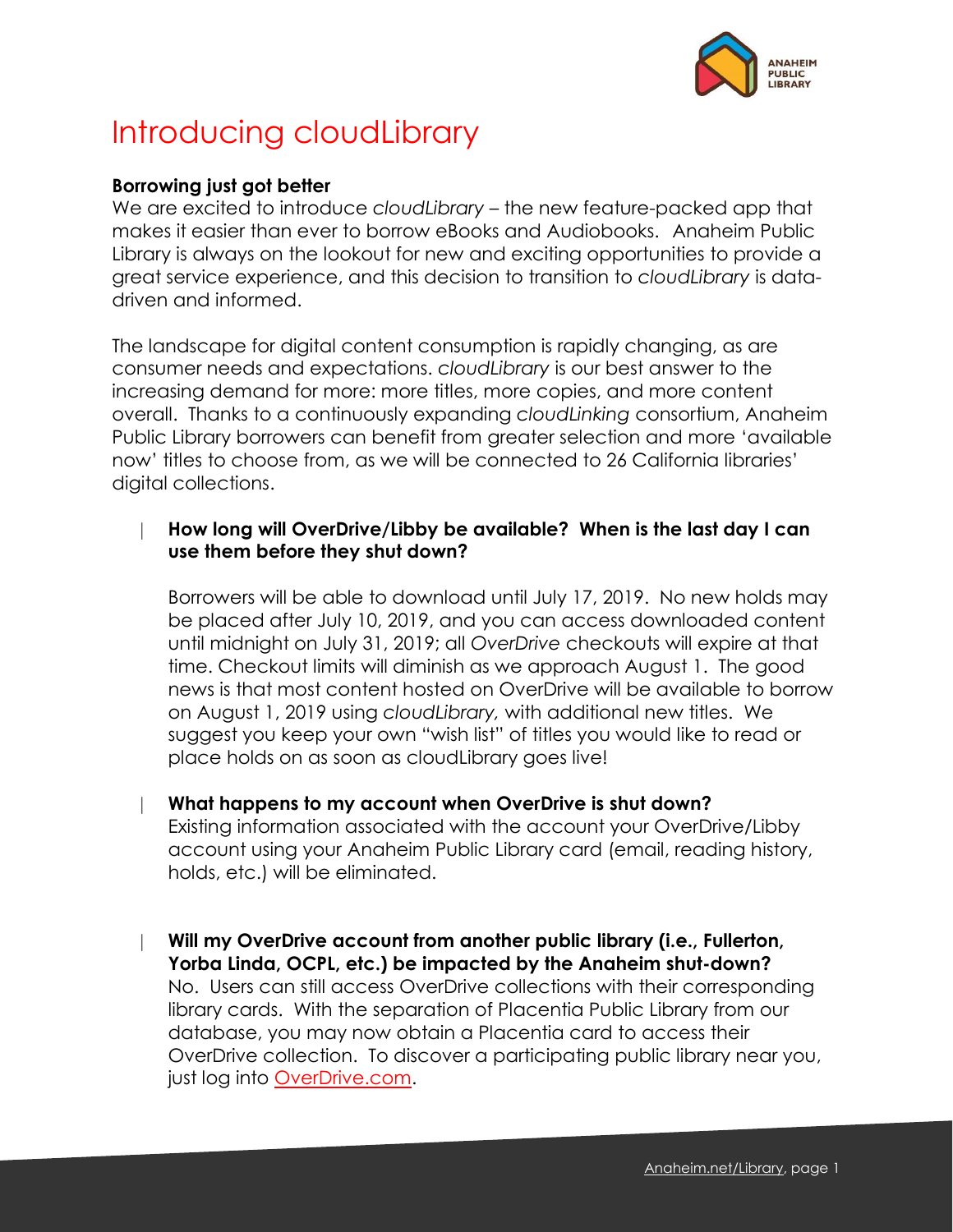# Introducing cloudLibrary

**Borrowing just got better**

We are excited to introduce *cloudLibrary* – the new feature-packed app that makes it easier than ever to borrow eBooks and Audiobooks. Anaheim Public Library is always on the lookout for new and exciting opportunities to provide a great service experience, and this decision to transition to *cloudLibrary* is data-driven and informed.

The landscape for digital content consumption is rapidly changing, as are consumer needs and expectations. *cloudLibrary* is our best answer to the increasing demand for more: more titles, more copies, and more content overall. Thanks to a continuously expanding *cloudLinking* consortium, Anaheim Public Library borrowers can benefit from greater selection and more 'available now' titles to choose from, as we will be connected to 26 California libraries' digital collections.

**How long will OverDrive/Libby be available? When is the last day I can use them before they shut down?**

Borrowers will be able to download until July 17, 2019. No new holds may be placed after July 10, 2019, and you can access downloaded content until midnight on July 31, 2019; all *OverDrive* checkouts will expire at that time. Checkout limits will diminish as we approach August 1. The good news is that most content hosted on OverDrive will be available to borrow on August 1, 2019 using *cloudLibrary,* with additional new titles. We suggest you keep your own "wish list" of titles you would like to read or place holds on as soon as cloudLibrary goes live!

**What happens to my account when OverDrive is shut down?**

Existing information associated with the account your OverDrive/Libby account using your Anaheim Public Library card (email, reading history, holds, etc.) will be eliminated.

**Will my OverDrive account from another public library (i.e., Fullerton, Yorba Linda, OCPL, etc.) be impacted by the Anaheim shut-down?**

No. Users can still access OverDrive collections with their corresponding library cards. With the separation of Placentia Public Library from our database, you may now obtain a Placentia card to access their OverDrive collection. To discover a participating public library near you, just log into [OverDrive.com](OverDrive.com).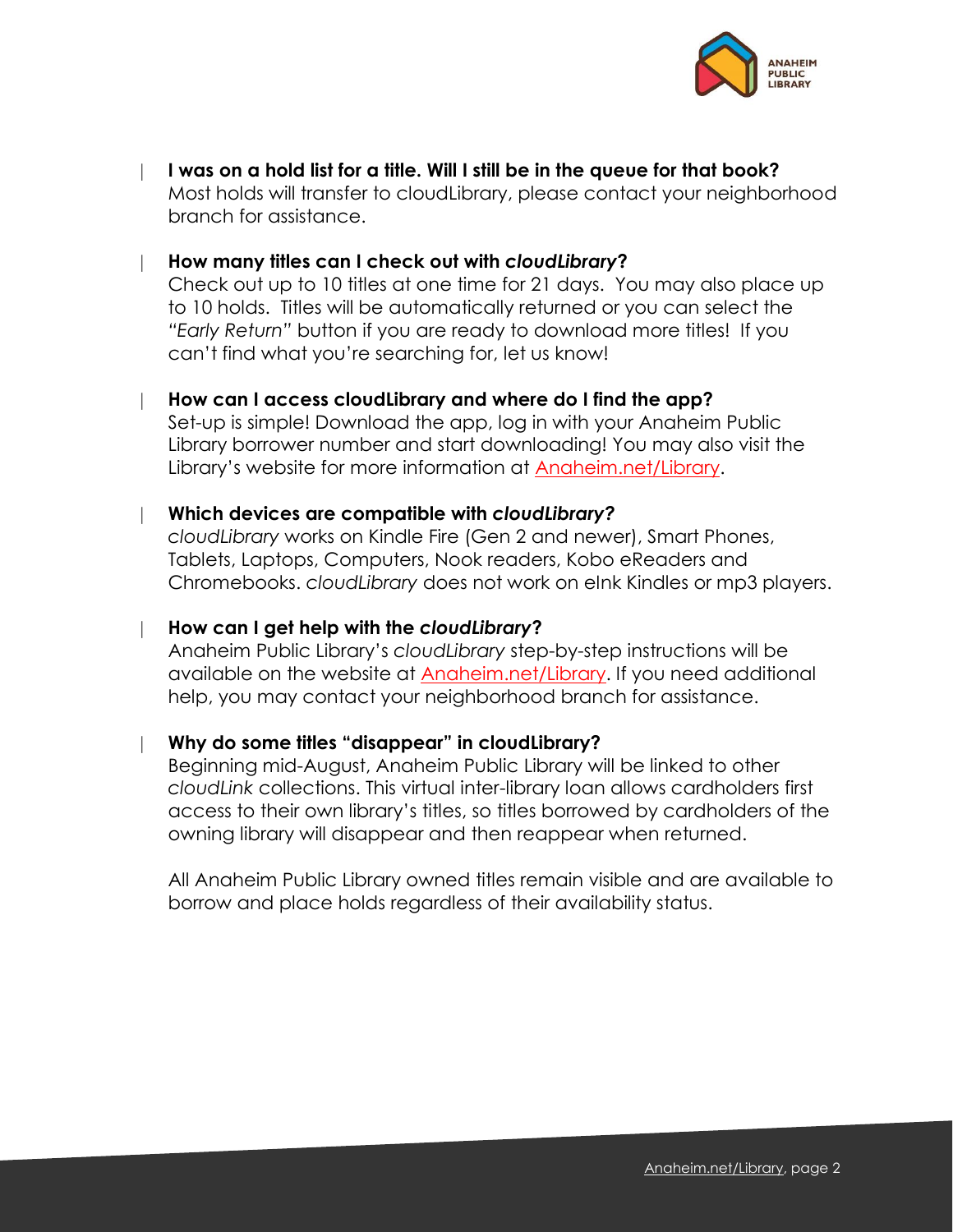**I was on a hold list for a title. Will I still be in the queue for that book?**
Most holds will transfer to cloudLibrary, please contact your neighborhood branch for assistance.

**How many titles can I check out with *cloudLibrary*?**
Check out up to 10 titles at one time for 21 days. You may also place up to 10 holds. Titles will be automatically returned or you can select the "*Early Return*" button if you are ready to download more titles! If you can't find what you're searching for, let us know!

**How can I access cloudLibrary and where do I find the app?**
Set-up is simple! Download the app, log in with your Anaheim Public Library borrower number and start downloading! You may also visit the Library's website for more information at Anaheim.net/Library.

**Which devices are compatible with *cloudLibrary?***
*cloudLibrary* works on Kindle Fire (Gen 2 and newer), Smart Phones, Tablets, Laptops, Computers, Nook readers, Kobo eReaders and Chromebooks. *cloudLibrary* does not work on eInk Kindles or mp3 players.

**How can I get help with the *cloudLibrary*?**
Anaheim Public Library's *cloudLibrary* step-by-step instructions will be available on the website at Anaheim.net/Library. If you need additional help, you may contact your neighborhood branch for assistance.

**Why do some titles "disappear" in cloudLibrary?**
Beginning mid-August, Anaheim Public Library will be linked to other *cloudLink* collections. This virtual inter-library loan allows cardholders first access to their own library's titles, so titles borrowed by cardholders of the owning library will disappear and then reappear when returned.

All Anaheim Public Library owned titles remain visible and are available to borrow and place holds regardless of their availability status.